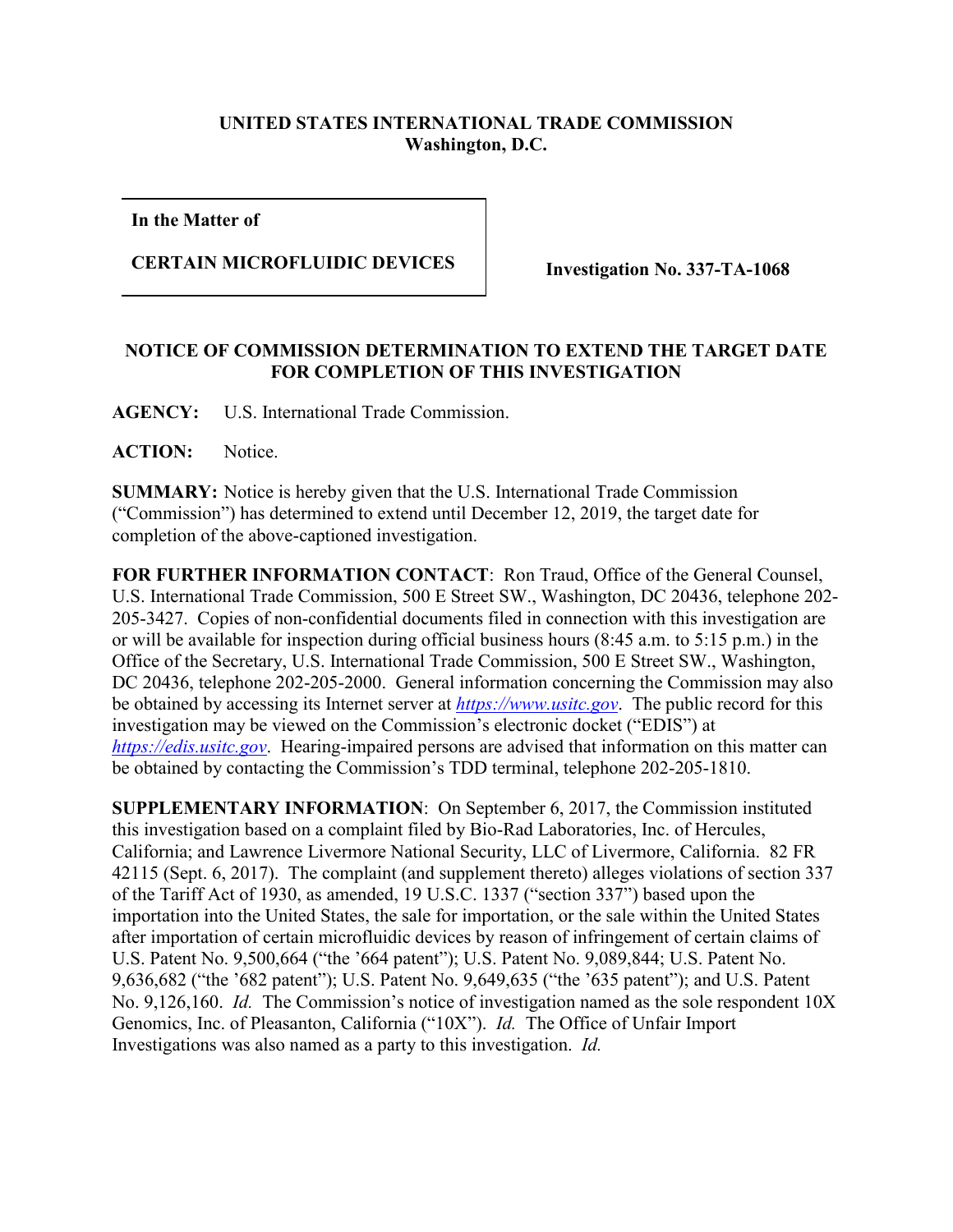**UNITED STATES INTERNATIONAL TRADE COMMISSION**
**Washington, D.C.**

| In the Matter of<br><br>**CERTAIN MICROFLUIDIC DEVICES** | **Investigation No. 337-TA-1068** |
|---|---|

## NOTICE OF COMMISSION DETERMINATION TO EXTEND THE TARGET DATE FOR COMPLETION OF THIS INVESTIGATION

**AGENCY:** U.S. International Trade Commission.

**ACTION:** Notice.

**SUMMARY:** Notice is hereby given that the U.S. International Trade Commission ("Commission") has determined to extend until December 12, 2019, the target date for completion of the above-captioned investigation.

**FOR FURTHER INFORMATION CONTACT**: Ron Traud, Office of the General Counsel, U.S. International Trade Commission, 500 E Street SW., Washington, DC 20436, telephone 202-205-3427. Copies of non-confidential documents filed in connection with this investigation are or will be available for inspection during official business hours (8:45 a.m. to 5:15 p.m.) in the Office of the Secretary, U.S. International Trade Commission, 500 E Street SW., Washington, DC 20436, telephone 202-205-2000. General information concerning the Commission may also be obtained by accessing its Internet server at *https://www.usitc.gov*. The public record for this investigation may be viewed on the Commission's electronic docket ("EDIS") at *https://edis.usitc.gov*. Hearing-impaired persons are advised that information on this matter can be obtained by contacting the Commission's TDD terminal, telephone 202-205-1810.

**SUPPLEMENTARY INFORMATION**: On September 6, 2017, the Commission instituted this investigation based on a complaint filed by Bio-Rad Laboratories, Inc. of Hercules, California; and Lawrence Livermore National Security, LLC of Livermore, California. 82 FR 42115 (Sept. 6, 2017). The complaint (and supplement thereto) alleges violations of section 337 of the Tariff Act of 1930, as amended, 19 U.S.C. 1337 ("section 337") based upon the importation into the United States, the sale for importation, or the sale within the United States after importation of certain microfluidic devices by reason of infringement of certain claims of U.S. Patent No. 9,500,664 ("the '664 patent"); U.S. Patent No. 9,089,844; U.S. Patent No. 9,636,682 ("the '682 patent"); U.S. Patent No. 9,649,635 ("the '635 patent"); and U.S. Patent No. 9,126,160. *Id.* The Commission's notice of investigation named as the sole respondent 10X Genomics, Inc. of Pleasanton, California ("10X"). *Id.* The Office of Unfair Import Investigations was also named as a party to this investigation. *Id.*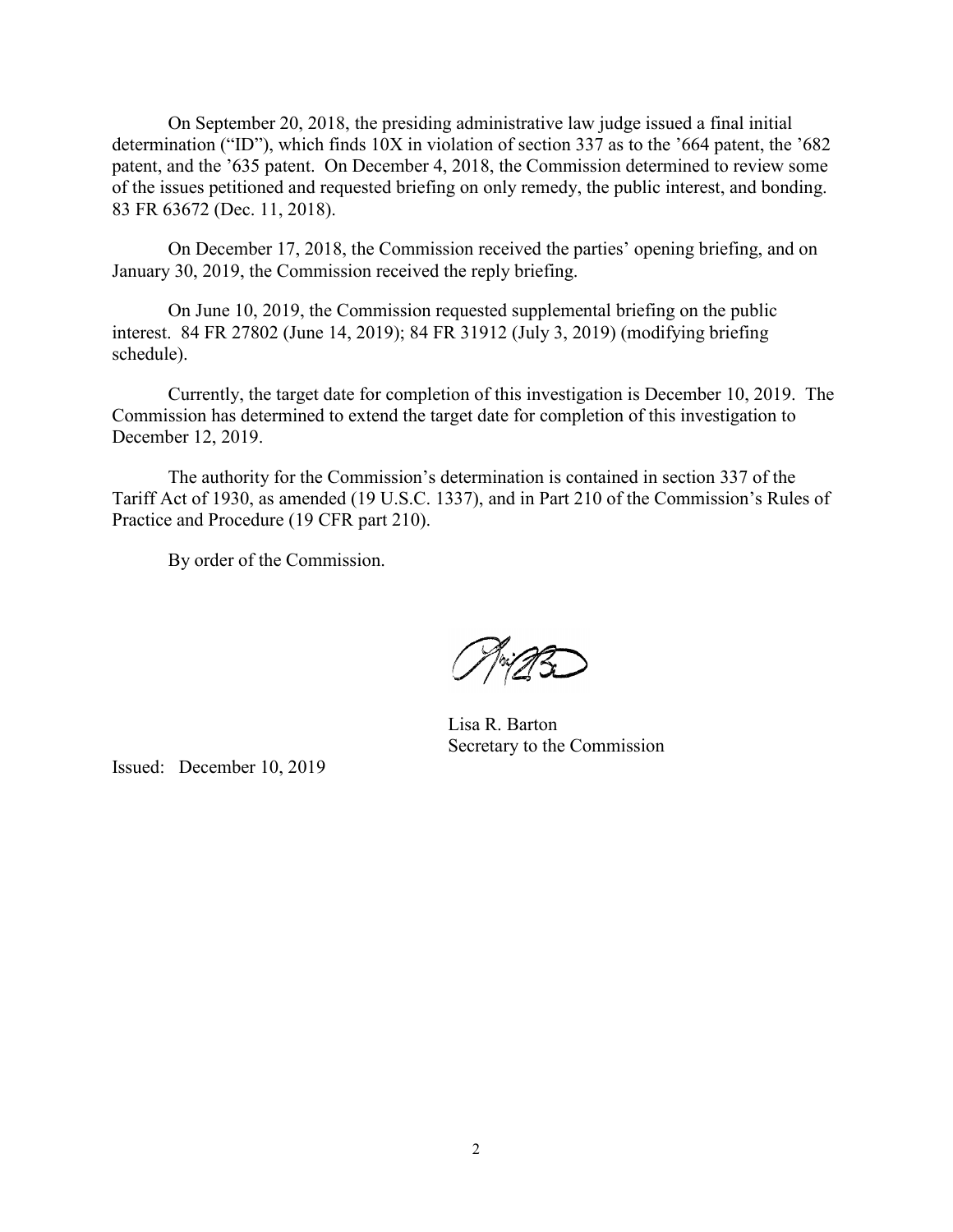On September 20, 2018, the presiding administrative law judge issued a final initial determination ("ID"), which finds 10X in violation of section 337 as to the '664 patent, the '682 patent, and the '635 patent. On December 4, 2018, the Commission determined to review some of the issues petitioned and requested briefing on only remedy, the public interest, and bonding. 83 FR 63672 (Dec. 11, 2018).

On December 17, 2018, the Commission received the parties' opening briefing, and on January 30, 2019, the Commission received the reply briefing.

On June 10, 2019, the Commission requested supplemental briefing on the public interest. 84 FR 27802 (June 14, 2019); 84 FR 31912 (July 3, 2019) (modifying briefing schedule).

Currently, the target date for completion of this investigation is December 10, 2019. The Commission has determined to extend the target date for completion of this investigation to December 12, 2019.

The authority for the Commission's determination is contained in section 337 of the Tariff Act of 1930, as amended (19 U.S.C. 1337), and in Part 210 of the Commission's Rules of Practice and Procedure (19 CFR part 210).

By order of the Commission.

Lisa R. Barton
Secretary to the Commission

Issued: December 10, 2019